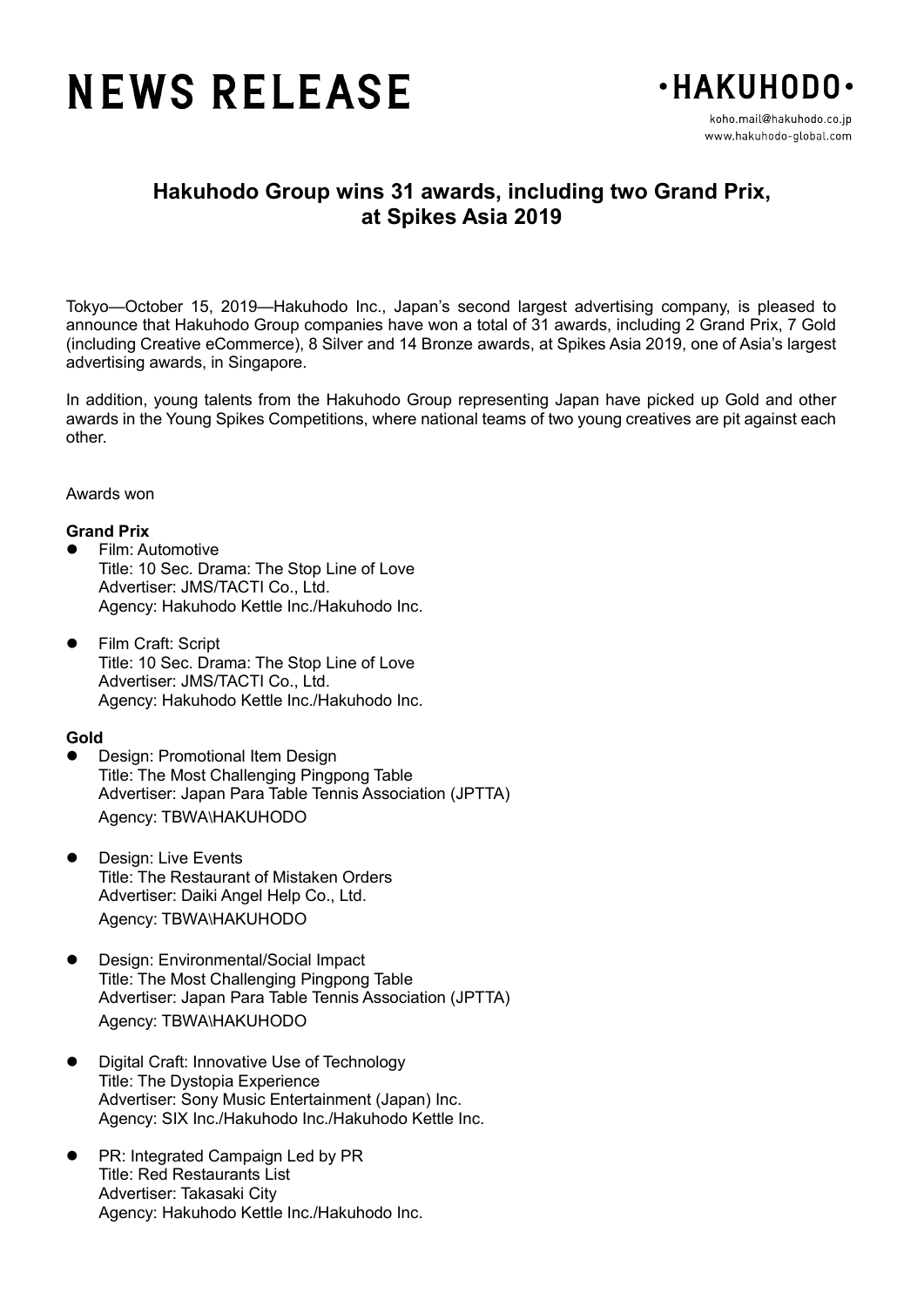# NEWS RELEASE

·HAKUHODO·

koho.mail@hakuhodo.co.jp
www.hakuhodo-global.com

## Hakuhodo Group wins 31 awards, including two Grand Prix, at Spikes Asia 2019

Tokyo—October 15, 2019—Hakuhodo Inc., Japan's second largest advertising company, is pleased to announce that Hakuhodo Group companies have won a total of 31 awards, including 2 Grand Prix, 7 Gold (including Creative eCommerce), 8 Silver and 14 Bronze awards, at Spikes Asia 2019, one of Asia's largest advertising awards, in Singapore.

In addition, young talents from the Hakuhodo Group representing Japan have picked up Gold and other awards in the Young Spikes Competitions, where national teams of two young creatives are pit against each other.

Awards won

**Grand Prix**

- Film: Automotive
  Title: 10 Sec. Drama: The Stop Line of Love
  Advertiser: JMS/TACTI Co., Ltd.
  Agency: Hakuhodo Kettle Inc./Hakuhodo Inc.

- Film Craft: Script
  Title: 10 Sec. Drama: The Stop Line of Love
  Advertiser: JMS/TACTI Co., Ltd.
  Agency: Hakuhodo Kettle Inc./Hakuhodo Inc.

**Gold**

- Design: Promotional Item Design
  Title: The Most Challenging Pingpong Table
  Advertiser: Japan Para Table Tennis Association (JPTTA)
  Agency: TBWA\HAKUHODO

- Design: Live Events
  Title: The Restaurant of Mistaken Orders
  Advertiser: Daiki Angel Help Co., Ltd.
  Agency: TBWA\HAKUHODO

- Design: Environmental/Social Impact
  Title: The Most Challenging Pingpong Table
  Advertiser: Japan Para Table Tennis Association (JPTTA)
  Agency: TBWA\HAKUHODO

- Digital Craft: Innovative Use of Technology
  Title: The Dystopia Experience
  Advertiser: Sony Music Entertainment (Japan) Inc.
  Agency: SIX Inc./Hakuhodo Inc./Hakuhodo Kettle Inc.

- PR: Integrated Campaign Led by PR
  Title: Red Restaurants List
  Advertiser: Takasaki City
  Agency: Hakuhodo Kettle Inc./Hakuhodo Inc.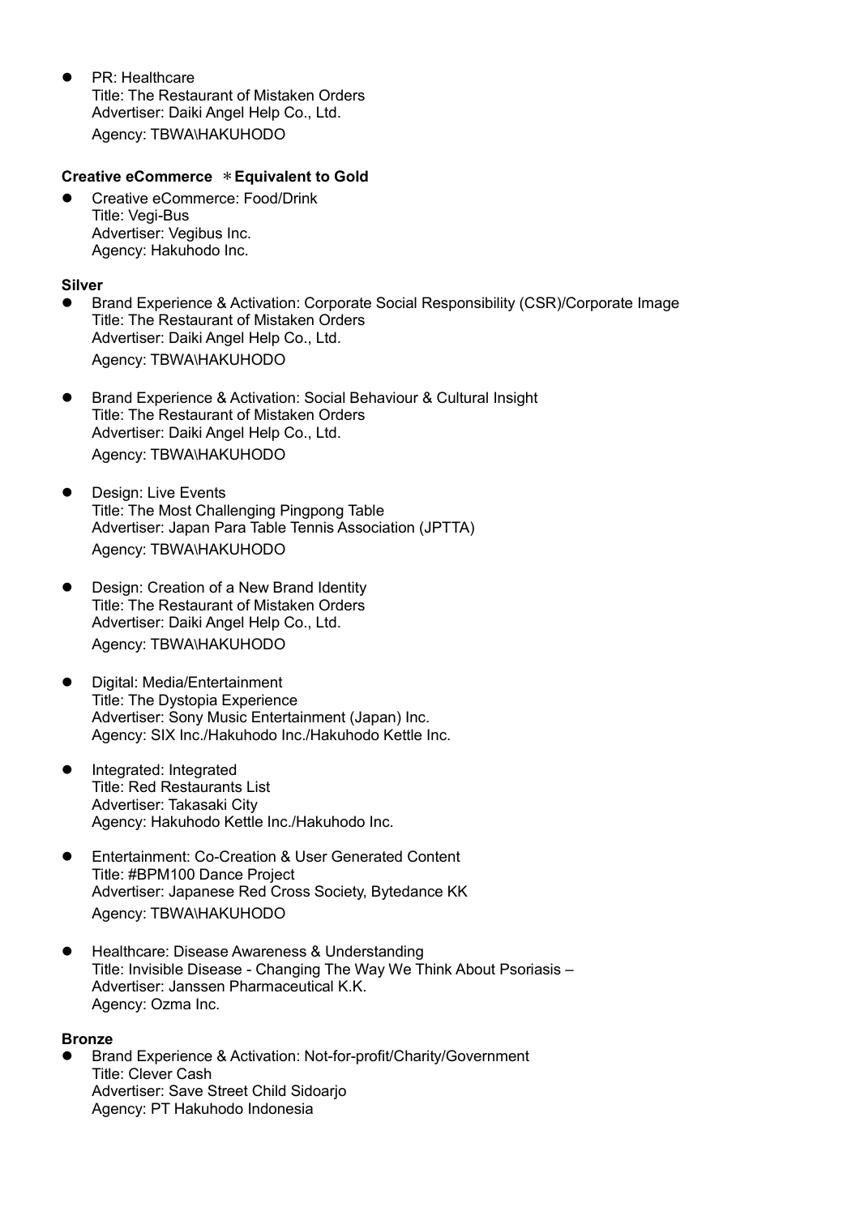- PR: Healthcare
  Title: The Restaurant of Mistaken Orders
  Advertiser: Daiki Angel Help Co., Ltd.
  Agency: TBWA\HAKUHODO

**Creative eCommerce ＊Equivalent to Gold**

- Creative eCommerce: Food/Drink
  Title: Vegi-Bus
  Advertiser: Vegibus Inc.
  Agency: Hakuhodo Inc.

**Silver**

- Brand Experience & Activation: Corporate Social Responsibility (CSR)/Corporate Image
  Title: The Restaurant of Mistaken Orders
  Advertiser: Daiki Angel Help Co., Ltd.
  Agency: TBWA\HAKUHODO

- Brand Experience & Activation: Social Behaviour & Cultural Insight
  Title: The Restaurant of Mistaken Orders
  Advertiser: Daiki Angel Help Co., Ltd.
  Agency: TBWA\HAKUHODO

- Design: Live Events
  Title: The Most Challenging Pingpong Table
  Advertiser: Japan Para Table Tennis Association (JPTTA)
  Agency: TBWA\HAKUHODO

- Design: Creation of a New Brand Identity
  Title: The Restaurant of Mistaken Orders
  Advertiser: Daiki Angel Help Co., Ltd.
  Agency: TBWA\HAKUHODO

- Digital: Media/Entertainment
  Title: The Dystopia Experience
  Advertiser: Sony Music Entertainment (Japan) Inc.
  Agency: SIX Inc./Hakuhodo Inc./Hakuhodo Kettle Inc.

- Integrated: Integrated
  Title: Red Restaurants List
  Advertiser: Takasaki City
  Agency: Hakuhodo Kettle Inc./Hakuhodo Inc.

- Entertainment: Co-Creation & User Generated Content
  Title: #BPM100 Dance Project
  Advertiser: Japanese Red Cross Society, Bytedance KK
  Agency: TBWA\HAKUHODO

- Healthcare: Disease Awareness & Understanding
  Title: Invisible Disease - Changing The Way We Think About Psoriasis –
  Advertiser: Janssen Pharmaceutical K.K.
  Agency: Ozma Inc.

**Bronze**

- Brand Experience & Activation: Not-for-profit/Charity/Government
  Title: Clever Cash
  Advertiser: Save Street Child Sidoarjo
  Agency: PT Hakuhodo Indonesia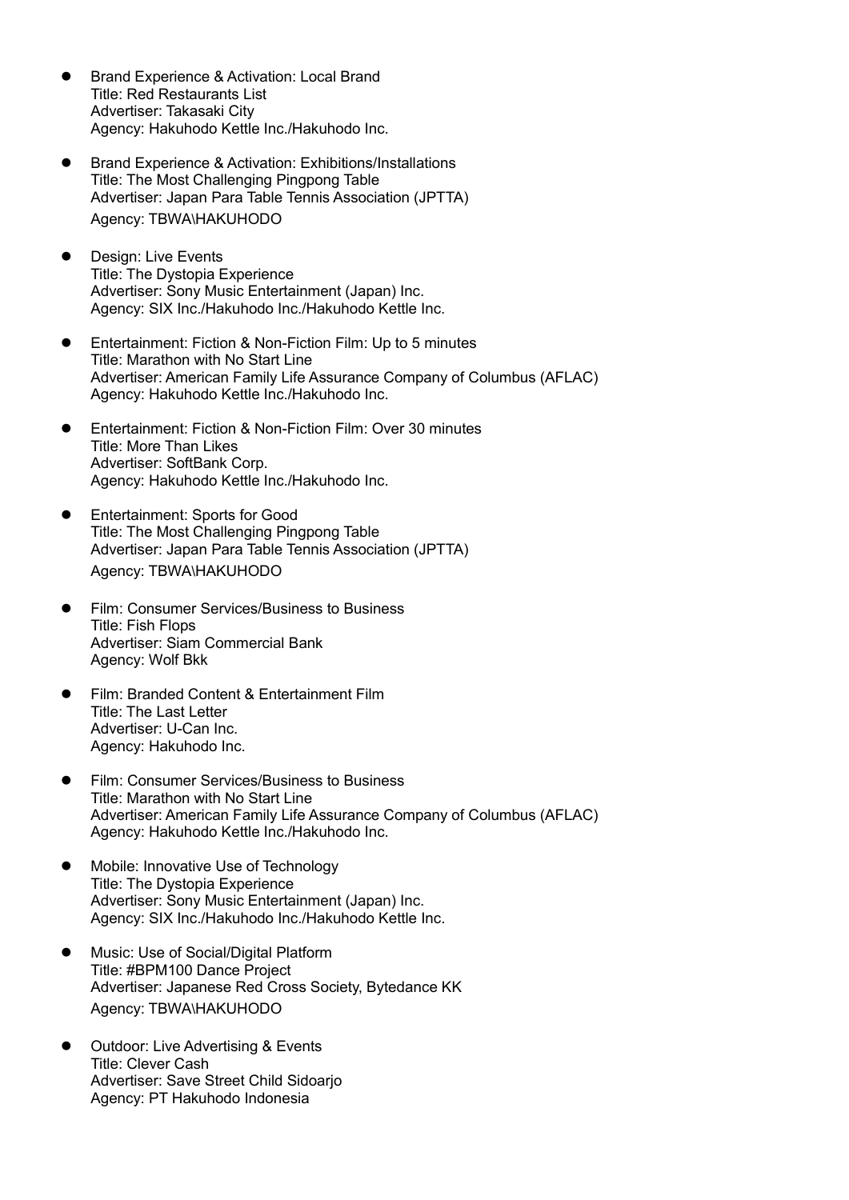- Brand Experience & Activation: Local Brand
  Title: Red Restaurants List
  Advertiser: Takasaki City
  Agency: Hakuhodo Kettle Inc./Hakuhodo Inc.

- Brand Experience & Activation: Exhibitions/Installations
  Title: The Most Challenging Pingpong Table
  Advertiser: Japan Para Table Tennis Association (JPTTA)
  Agency: TBWA\HAKUHODO

- Design: Live Events
  Title: The Dystopia Experience
  Advertiser: Sony Music Entertainment (Japan) Inc.
  Agency: SIX Inc./Hakuhodo Inc./Hakuhodo Kettle Inc.

- Entertainment: Fiction & Non-Fiction Film: Up to 5 minutes
  Title: Marathon with No Start Line
  Advertiser: American Family Life Assurance Company of Columbus (AFLAC)
  Agency: Hakuhodo Kettle Inc./Hakuhodo Inc.

- Entertainment: Fiction & Non-Fiction Film: Over 30 minutes
  Title: More Than Likes
  Advertiser: SoftBank Corp.
  Agency: Hakuhodo Kettle Inc./Hakuhodo Inc.

- Entertainment: Sports for Good
  Title: The Most Challenging Pingpong Table
  Advertiser: Japan Para Table Tennis Association (JPTTA)
  Agency: TBWA\HAKUHODO

- Film: Consumer Services/Business to Business
  Title: Fish Flops
  Advertiser: Siam Commercial Bank
  Agency: Wolf Bkk

- Film: Branded Content & Entertainment Film
  Title: The Last Letter
  Advertiser: U-Can Inc.
  Agency: Hakuhodo Inc.

- Film: Consumer Services/Business to Business
  Title: Marathon with No Start Line
  Advertiser: American Family Life Assurance Company of Columbus (AFLAC)
  Agency: Hakuhodo Kettle Inc./Hakuhodo Inc.

- Mobile: Innovative Use of Technology
  Title: The Dystopia Experience
  Advertiser: Sony Music Entertainment (Japan) Inc.
  Agency: SIX Inc./Hakuhodo Inc./Hakuhodo Kettle Inc.

- Music: Use of Social/Digital Platform
  Title: #BPM100 Dance Project
  Advertiser: Japanese Red Cross Society, Bytedance KK
  Agency: TBWA\HAKUHODO

- Outdoor: Live Advertising & Events
  Title: Clever Cash
  Advertiser: Save Street Child Sidoarjo
  Agency: PT Hakuhodo Indonesia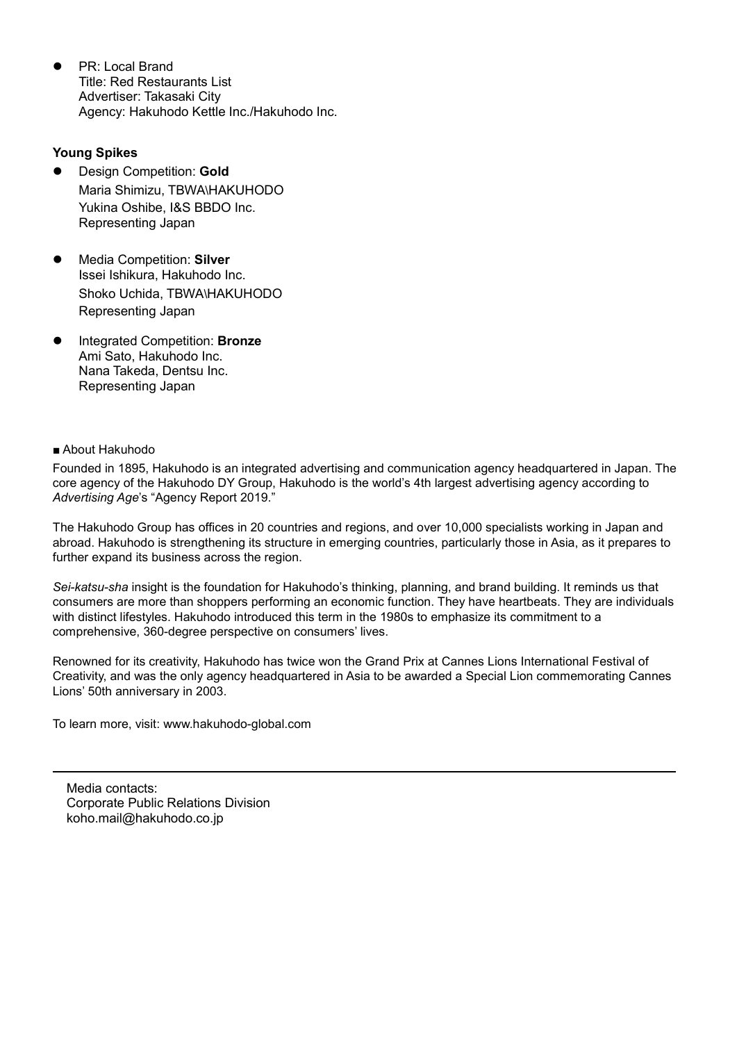- PR: Local Brand
  Title: Red Restaurants List
  Advertiser: Takasaki City
  Agency: Hakuhodo Kettle Inc./Hakuhodo Inc.

**Young Spikes**

- Design Competition: **Gold**
  Maria Shimizu, TBWA\HAKUHODO
  Yukina Oshibe, I&S BBDO Inc.
  Representing Japan

- Media Competition: **Silver**
  Issei Ishikura, Hakuhodo Inc.
  Shoko Uchida, TBWA\HAKUHODO
  Representing Japan

- Integrated Competition: **Bronze**
  Ami Sato, Hakuhodo Inc.
  Nana Takeda, Dentsu Inc.
  Representing Japan

■ About Hakuhodo

Founded in 1895, Hakuhodo is an integrated advertising and communication agency headquartered in Japan. The core agency of the Hakuhodo DY Group, Hakuhodo is the world's 4th largest advertising agency according to *Advertising Age*'s "Agency Report 2019."

The Hakuhodo Group has offices in 20 countries and regions, and over 10,000 specialists working in Japan and abroad. Hakuhodo is strengthening its structure in emerging countries, particularly those in Asia, as it prepares to further expand its business across the region.

*Sei-katsu-sha* insight is the foundation for Hakuhodo's thinking, planning, and brand building. It reminds us that consumers are more than shoppers performing an economic function. They have heartbeats. They are individuals with distinct lifestyles. Hakuhodo introduced this term in the 1980s to emphasize its commitment to a comprehensive, 360-degree perspective on consumers' lives.

Renowned for its creativity, Hakuhodo has twice won the Grand Prix at Cannes Lions International Festival of Creativity, and was the only agency headquartered in Asia to be awarded a Special Lion commemorating Cannes Lions' 50th anniversary in 2003.

To learn more, visit: www.hakuhodo-global.com

---

Media contacts:
Corporate Public Relations Division
koho.mail@hakuhodo.co.jp